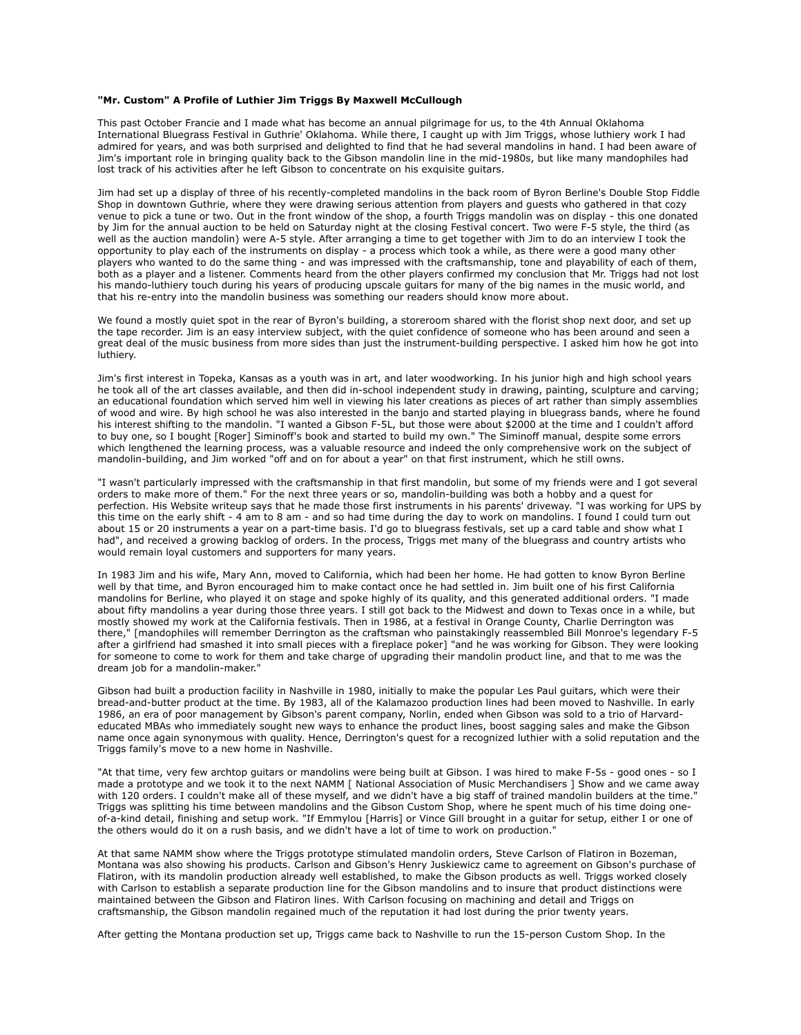**"Mr. Custom" A Profile of Luthier Jim Triggs By Maxwell McCullough**

This past October Francie and I made what has become an annual pilgrimage for us, to the 4th Annual Oklahoma International Bluegrass Festival in Guthrie' Oklahoma. While there, I caught up with Jim Triggs, whose luthiery work I had admired for years, and was both surprised and delighted to find that he had several mandolins in hand. I had been aware of Jim's important role in bringing quality back to the Gibson mandolin line in the mid-1980s, but like many mandophiles had lost track of his activities after he left Gibson to concentrate on his exquisite guitars.

Jim had set up a display of three of his recently-completed mandolins in the back room of Byron Berline's Double Stop Fiddle Shop in downtown Guthrie, where they were drawing serious attention from players and guests who gathered in that cozy venue to pick a tune or two. Out in the front window of the shop, a fourth Triggs mandolin was on display - this one donated by Jim for the annual auction to be held on Saturday night at the closing Festival concert. Two were F-5 style, the third (as well as the auction mandolin) were A-5 style. After arranging a time to get together with Jim to do an interview I took the opportunity to play each of the instruments on display - a process which took a while, as there were a good many other players who wanted to do the same thing - and was impressed with the craftsmanship, tone and playability of each of them, both as a player and a listener. Comments heard from the other players confirmed my conclusion that Mr. Triggs had not lost his mando-luthiery touch during his years of producing upscale guitars for many of the big names in the music world, and that his re-entry into the mandolin business was something our readers should know more about.

We found a mostly quiet spot in the rear of Byron's building, a storeroom shared with the florist shop next door, and set up the tape recorder. Jim is an easy interview subject, with the quiet confidence of someone who has been around and seen a great deal of the music business from more sides than just the instrument-building perspective. I asked him how he got into luthiery.

Jim's first interest in Topeka, Kansas as a youth was in art, and later woodworking. In his junior high and high school years he took all of the art classes available, and then did in-school independent study in drawing, painting, sculpture and carving; an educational foundation which served him well in viewing his later creations as pieces of art rather than simply assemblies of wood and wire. By high school he was also interested in the banjo and started playing in bluegrass bands, where he found his interest shifting to the mandolin. "I wanted a Gibson F-5L, but those were about $2000 at the time and I couldn't afford to buy one, so I bought [Roger] Siminoff's book and started to build my own." The Siminoff manual, despite some errors which lengthened the learning process, was a valuable resource and indeed the only comprehensive work on the subject of mandolin-building, and Jim worked "off and on for about a year" on that first instrument, which he still owns.

"I wasn't particularly impressed with the craftsmanship in that first mandolin, but some of my friends were and I got several orders to make more of them." For the next three years or so, mandolin-building was both a hobby and a quest for perfection. His Website writeup says that he made those first instruments in his parents' driveway. "I was working for UPS by this time on the early shift - 4 am to 8 am - and so had time during the day to work on mandolins. I found I could turn out about 15 or 20 instruments a year on a part-time basis. I'd go to bluegrass festivals, set up a card table and show what I had", and received a growing backlog of orders. In the process, Triggs met many of the bluegrass and country artists who would remain loyal customers and supporters for many years.

In 1983 Jim and his wife, Mary Ann, moved to California, which had been her home. He had gotten to know Byron Berline well by that time, and Byron encouraged him to make contact once he had settled in. Jim built one of his first California mandolins for Berline, who played it on stage and spoke highly of its quality, and this generated additional orders. "I made about fifty mandolins a year during those three years. I still got back to the Midwest and down to Texas once in a while, but mostly showed my work at the California festivals. Then in 1986, at a festival in Orange County, Charlie Derrington was there," [mandophiles will remember Derrington as the craftsman who painstakingly reassembled Bill Monroe's legendary F-5 after a girlfriend had smashed it into small pieces with a fireplace poker] "and he was working for Gibson. They were looking for someone to come to work for them and take charge of upgrading their mandolin product line, and that to me was the dream job for a mandolin-maker."

Gibson had built a production facility in Nashville in 1980, initially to make the popular Les Paul guitars, which were their bread-and-butter product at the time. By 1983, all of the Kalamazoo production lines had been moved to Nashville. In early 1986, an era of poor management by Gibson's parent company, Norlin, ended when Gibson was sold to a trio of Harvard-educated MBAs who immediately sought new ways to enhance the product lines, boost sagging sales and make the Gibson name once again synonymous with quality. Hence, Derrington's quest for a recognized luthier with a solid reputation and the Triggs family's move to a new home in Nashville.

"At that time, very few archtop guitars or mandolins were being built at Gibson. I was hired to make F-5s - good ones - so I made a prototype and we took it to the next NAMM [ National Association of Music Merchandisers ] Show and we came away with 120 orders. I couldn't make all of these myself, and we didn't have a big staff of trained mandolin builders at the time." Triggs was splitting his time between mandolins and the Gibson Custom Shop, where he spent much of his time doing one-of-a-kind detail, finishing and setup work. "If Emmylou [Harris] or Vince Gill brought in a guitar for setup, either I or one of the others would do it on a rush basis, and we didn't have a lot of time to work on production."

At that same NAMM show where the Triggs prototype stimulated mandolin orders, Steve Carlson of Flatiron in Bozeman, Montana was also showing his products. Carlson and Gibson's Henry Juskiewicz came to agreement on Gibson's purchase of Flatiron, with its mandolin production already well established, to make the Gibson products as well. Triggs worked closely with Carlson to establish a separate production line for the Gibson mandolins and to insure that product distinctions were maintained between the Gibson and Flatiron lines. With Carlson focusing on machining and detail and Triggs on craftsmanship, the Gibson mandolin regained much of the reputation it had lost during the prior twenty years.

After getting the Montana production set up, Triggs came back to Nashville to run the 15-person Custom Shop. In the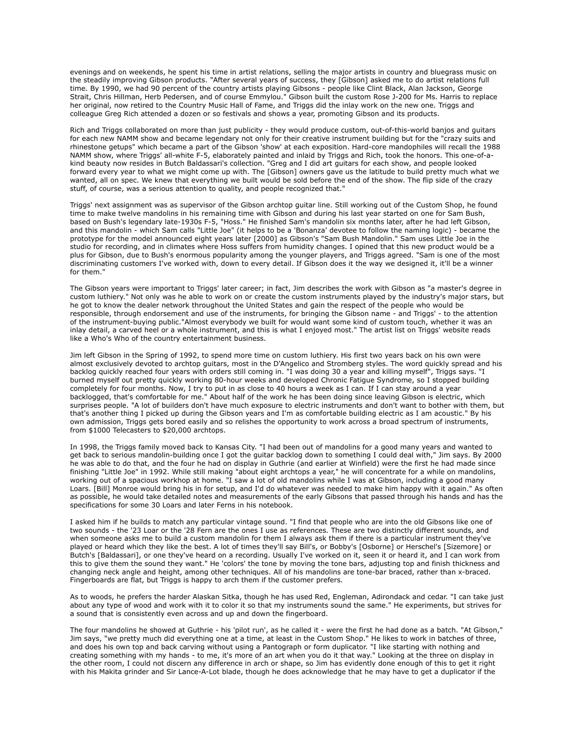evenings and on weekends, he spent his time in artist relations, selling the major artists in country and bluegrass music on the steadily improving Gibson products. "After several years of success, they [Gibson] asked me to do artist relations full time. By 1990, we had 90 percent of the country artists playing Gibsons - people like Clint Black, Alan Jackson, George Strait, Chris Hillman, Herb Pedersen, and of course Emmylou." Gibson built the custom Rose J-200 for Ms. Harris to replace her original, now retired to the Country Music Hall of Fame, and Triggs did the inlay work on the new one. Triggs and colleague Greg Rich collaborated a dozen or so festivals and shows a year, promoting Gibson and its products.

Rich and Triggs collaborated on more than just publicity - they would produce custom, out-of-this-world banjos and guitars for each new NAMM show and became legendary not only for their creative instrument building but for the "crazy suits and rhinestone getups" which became a part of the Gibson 'show' at each exposition. Hard-core mandophiles will recall the 1988 NAMM show, where Triggs' all-white F-5, elaborately painted and inlaid by Triggs and Rich, took the honors. This one-of-a-kind beauty now resides in Butch Baldassari's collection. "Greg and I did art guitars for each show, and people looked forward every year to what we might come up with. The [Gibson] owners gave us the latitude to build pretty much what we wanted, all on spec. We knew that everything we built would be sold before the end of the show. The flip side of the crazy stuff, of course, was a serious attention to quality, and people recognized that."

Triggs' next assignment was as supervisor of the Gibson archtop guitar line. Still working out of the Custom Shop, he found time to make twelve mandolins in his remaining time with Gibson and during his last year started on one for Sam Bush, based on Bush's legendary late-1930s F-5, "Hoss." He finished Sam's mandolin six months later, after he had left Gibson, and this mandolin - which Sam calls "Little Joe" (it helps to be a 'Bonanza' devotee to follow the naming logic) - became the prototype for the model announced eight years later [2000] as Gibson's "Sam Bush Mandolin." Sam uses Little Joe in the studio for recording, and in climates where Hoss suffers from humidity changes. I opined that this new product would be a plus for Gibson, due to Bush's enormous popularity among the younger players, and Triggs agreed. "Sam is one of the most discriminating customers I've worked with, down to every detail. If Gibson does it the way we designed it, it'll be a winner for them."

The Gibson years were important to Triggs' later career; in fact, Jim describes the work with Gibson as "a master's degree in custom luthiery." Not only was he able to work on or create the custom instruments played by the industry's major stars, but he got to know the dealer network throughout the United States and gain the respect of the people who would be responsible, through endorsement and use of the instruments, for bringing the Gibson name - and Triggs' - to the attention of the instrument-buying public."Almost everybody we built for would want some kind of custom touch, whether it was an inlay detail, a carved heel or a whole instrument, and this is what I enjoyed most." The artist list on Triggs' website reads like a Who's Who of the country entertainment business.

Jim left Gibson in the Spring of 1992, to spend more time on custom luthiery. His first two years back on his own were almost exclusively devoted to archtop guitars, most in the D'Angelico and Stromberg styles. The word quickly spread and his backlog quickly reached four years with orders still coming in. "I was doing 30 a year and killing myself", Triggs says. "I burned myself out pretty quickly working 80-hour weeks and developed Chronic Fatigue Syndrome, so I stopped building completely for four months. Now, I try to put in as close to 40 hours a week as I can. If I can stay around a year backlogged, that's comfortable for me." About half of the work he has been doing since leaving Gibson is electric, which surprises people. "A lot of builders don't have much exposure to electric instruments and don't want to bother with them, but that's another thing I picked up during the Gibson years and I'm as comfortable building electric as I am acoustic." By his own admission, Triggs gets bored easily and so relishes the opportunity to work across a broad spectrum of instruments, from $1000 Telecasters to $20,000 archtops.

In 1998, the Triggs family moved back to Kansas City. "I had been out of mandolins for a good many years and wanted to get back to serious mandolin-building once I got the guitar backlog down to something I could deal with," Jim says. By 2000 he was able to do that, and the four he had on display in Guthrie (and earlier at Winfield) were the first he had made since finishing "Little Joe" in 1992. While still making "about eight archtops a year," he will concentrate for a while on mandolins, working out of a spacious workhop at home. "I saw a lot of old mandolins while I was at Gibson, including a good many Loars. [Bill] Monroe would bring his in for setup, and I'd do whatever was needed to make him happy with it again." As often as possible, he would take detailed notes and measurements of the early Gibsons that passed through his hands and has the specifications for some 30 Loars and later Ferns in his notebook.

I asked him if he builds to match any particular vintage sound. "I find that people who are into the old Gibsons like one of two sounds - the '23 Loar or the '28 Fern are the ones I use as references. These are two distinctly different sounds, and when someone asks me to build a custom mandolin for them I always ask them if there is a particular instrument they've played or heard which they like the best. A lot of times they'll say Bill's, or Bobby's [Osborne] or Herschel's [Sizemore] or Butch's [Baldassari], or one they've heard on a recording. Usually I've worked on it, seen it or heard it, and I can work from this to give them the sound they want." He 'colors' the tone by moving the tone bars, adjusting top and finish thickness and changing neck angle and height, among other techniques. All of his mandolins are tone-bar braced, rather than x-braced. Fingerboards are flat, but Triggs is happy to arch them if the customer prefers.

As to woods, he prefers the harder Alaskan Sitka, though he has used Red, Engleman, Adirondack and cedar. "I can take just about any type of wood and work with it to color it so that my instruments sound the same." He experiments, but strives for a sound that is consistently even across and up and down the fingerboard.

The four mandolins he showed at Guthrie - his 'pilot run', as he called it - were the first he had done as a batch. "At Gibson," Jim says, "we pretty much did everything one at a time, at least in the Custom Shop." He likes to work in batches of three, and does his own top and back carving without using a Pantograph or form duplicator. "I like starting with nothing and creating something with my hands - to me, it's more of an art when you do it that way." Looking at the three on display in the other room, I could not discern any difference in arch or shape, so Jim has evidently done enough of this to get it right with his Makita grinder and Sir Lance-A-Lot blade, though he does acknowledge that he may have to get a duplicator if the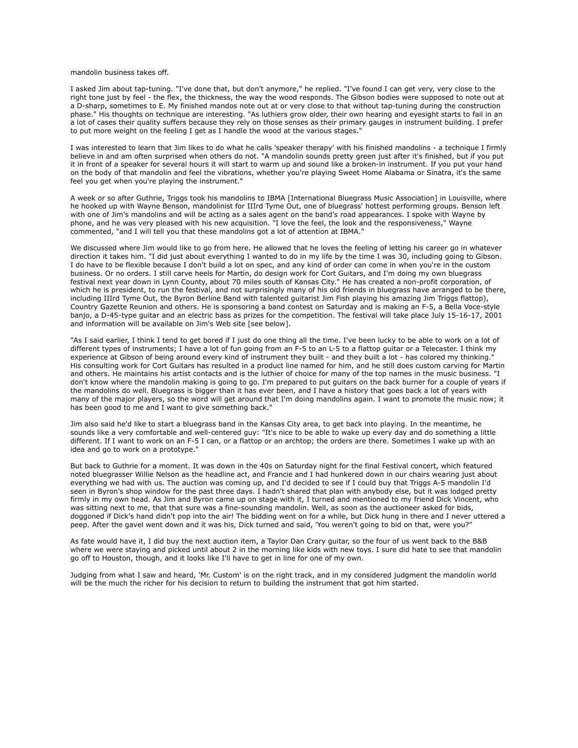mandolin business takes off.

I asked Jim about tap-tuning. "I've done that, but don't anymore," he replied. "I've found I can get very, very close to the right tone just by feel - the flex, the thickness, the way the wood responds. The Gibson bodies were supposed to note out at a D-sharp, sometimes to E. My finished mandos note out at or very close to that without tap-tuning during the construction phase." His thoughts on technique are interesting. "As luthiers grow older, their own hearing and eyesight starts to fail in an a lot of cases their quality suffers because they rely on those senses as their primary gauges in instrument building. I prefer to put more weight on the feeling I get as I handle the wood at the various stages."

I was interested to learn that Jim likes to do what he calls 'speaker therapy' with his finished mandolins - a technique I firmly believe in and am often surprised when others do not. "A mandolin sounds pretty green just after it's finished, but if you put it in front of a speaker for several hours it will start to warm up and sound like a broken-in instrument. If you put your hand on the body of that mandolin and feel the vibrations, whether you're playing Sweet Home Alabama or Sinatra, it's the same feel you get when you're playing the instrument."

A week or so after Guthrie, Triggs took his mandolins to IBMA [International Bluegrass Music Association] in Louisville, where he hooked up with Wayne Benson, mandolinist for IIIrd Tyme Out, one of bluegrass' hottest performing groups. Benson left with one of Jim's mandolins and will be acting as a sales agent on the band's road appearances. I spoke with Wayne by phone, and he was very pleased with his new acquisition. "I love the feel, the look and the responsiveness," Wayne commented, "and I will tell you that these mandolins got a lot of attention at IBMA."

We discussed where Jim would like to go from here. He allowed that he loves the feeling of letting his career go in whatever direction it takes him. "I did just about everything I wanted to do in my life by the time I was 30, including going to Gibson. I do have to be flexible because I don't build a lot on spec, and any kind of order can come in when you're in the custom business. Or no orders. I still carve heels for Martin, do design work for Cort Guitars, and I'm doing my own bluegrass festival next year down in Lynn County, about 70 miles south of Kansas City." He has created a non-profit corporation, of which he is president, to run the festival, and not surprisingly many of his old friends in bluegrass have arranged to be there, including IIIrd Tyme Out, the Byron Berline Band with talented guitarist Jim Fish playing his amazing Jim Triggs flattop), Country Gazette Reunion and others. He is sponsoring a band contest on Saturday and is making an F-5, a Bella Voce-style banjo, a D-45-type guitar and an electric bass as prizes for the competition. The festival will take place July 15-16-17, 2001 and information will be available on Jim's Web site [see below].

"As I said earlier, I think I tend to get bored if I just do one thing all the time. I've been lucky to be able to work on a lot of different types of instruments; I have a lot of fun going from an F-5 to an L-5 to a flattop guitar or a Telecaster. I think my experience at Gibson of being around every kind of instrument they built - and they built a lot - has colored my thinking." His consulting work for Cort Guitars has resulted in a product line named for him, and he still does custom carving for Martin and others. He maintains his artist contacts and is the luthier of choice for many of the top names in the music business. "I don't know where the mandolin making is going to go. I'm prepared to put guitars on the back burner for a couple of years if the mandolins do well. Bluegrass is bigger than it has ever been, and I have a history that goes back a lot of years with many of the major players, so the word will get around that I'm doing mandolins again. I want to promote the music now; it has been good to me and I want to give something back."

Jim also said he'd like to start a bluegrass band in the Kansas City area, to get back into playing. In the meantime, he sounds like a very comfortable and well-centered guy: "It's nice to be able to wake up every day and do something a little different. If I want to work on an F-5 I can, or a flattop or an archtop; the orders are there. Sometimes I wake up with an idea and go to work on a prototype."

But back to Guthrie for a moment. It was down in the 40s on Saturday night for the final Festival concert, which featured noted bluegrasser Willie Nelson as the headline act, and Francie and I had hunkered down in our chairs wearing just about everything we had with us. The auction was coming up, and I'd decided to see if I could buy that Triggs A-5 mandolin I'd seen in Byron's shop window for the past three days. I hadn't shared that plan with anybody else, but it was lodged pretty firmly in my own head. As Jim and Byron came up on stage with it, I turned and mentioned to my friend Dick Vincent, who was sitting next to me, that that sure was a fine-sounding mandolin. Well, as soon as the auctioneer asked for bids, doggoned if Dick's hand didn't pop into the air! The bidding went on for a while, but Dick hung in there and I never uttered a peep. After the gavel went down and it was his, Dick turned and said, 'You weren't going to bid on that, were you?"

As fate would have it, I did buy the next auction item, a Taylor Dan Crary guitar, so the four of us went back to the B&B where we were staying and picked until about 2 in the morning like kids with new toys. I sure did hate to see that mandolin go off to Houston, though, and it looks like I'll have to get in line for one of my own.

Judging from what I saw and heard, 'Mr. Custom' is on the right track, and in my considered judgment the mandolin world will be the much the richer for his decision to return to building the instrument that got him started.